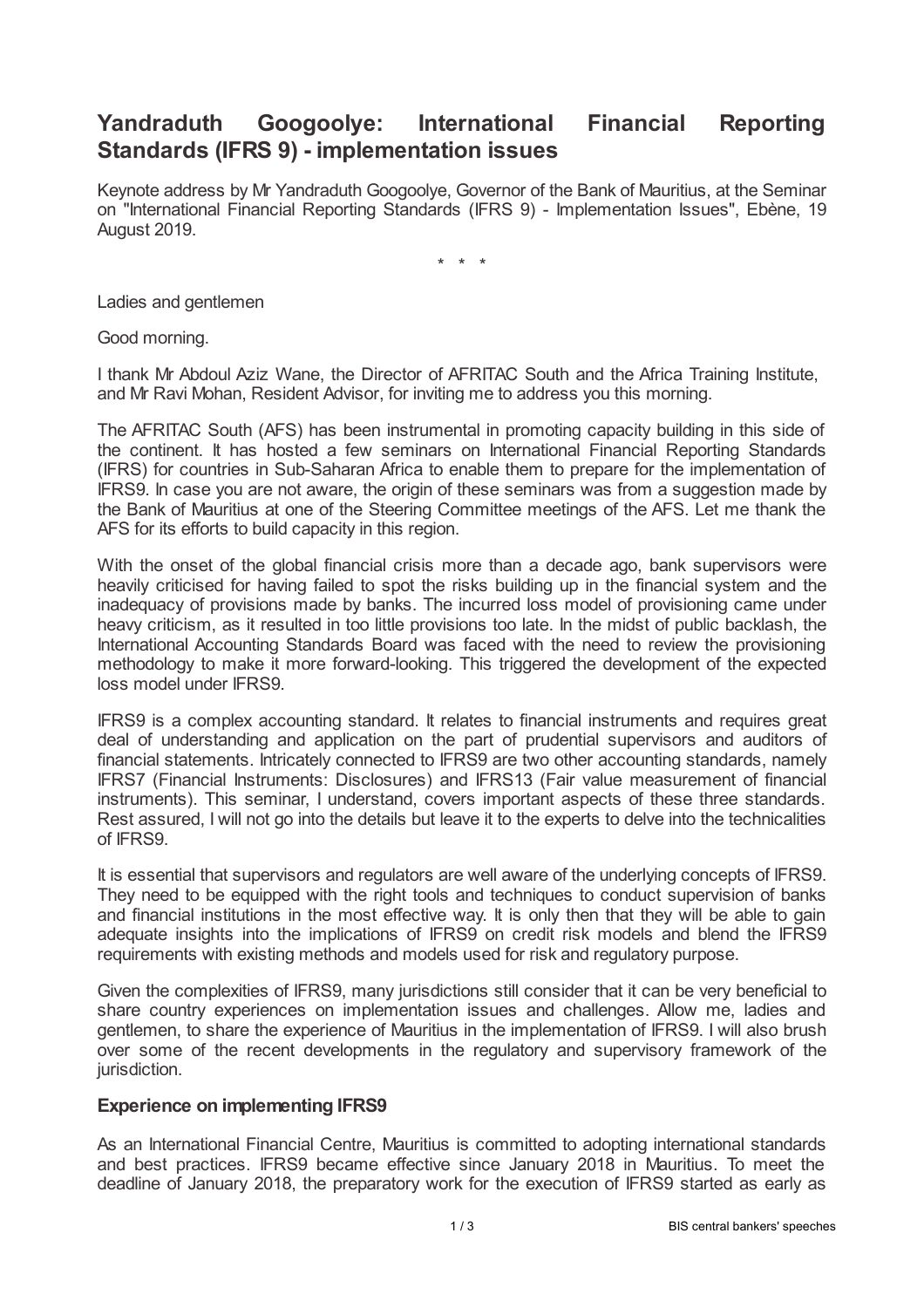# Yandraduth Googoolye: International Financial Reporting Standards (IFRS 9) - implementation issues

Keynote address by Mr Yandraduth Googoolye, Governor of the Bank of Mauritius, at the Seminar on "International Financial Reporting Standards (IFRS 9) - Implementation Issues", Ebène, 19 August 2019.

\* \* \*

Ladies and gentlemen

Good morning.

I thank Mr Abdoul Aziz Wane, the Director of AFRITAC South and the Africa Training Institute, and Mr Ravi Mohan, Resident Advisor, for inviting me to address you this morning.

The AFRITAC South (AFS) has been instrumental in promoting capacity building in this side of the continent. It has hosted a few seminars on International Financial Reporting Standards (IFRS) for countries in Sub-Saharan Africa to enable them to prepare for the implementation of IFRS9. In case you are not aware, the origin of these seminars was from a suggestion made by the Bank of Mauritius at one of the Steering Committee meetings of the AFS. Let me thank the AFS for its efforts to build capacity in this region.

With the onset of the global financial crisis more than a decade ago, bank supervisors were heavily criticised for having failed to spot the risks building up in the financial system and the inadequacy of provisions made by banks. The incurred loss model of provisioning came under heavy criticism, as it resulted in too little provisions too late. In the midst of public backlash, the International Accounting Standards Board was faced with the need to review the provisioning methodology to make it more forward-looking. This triggered the development of the expected loss model under IFRS9.

IFRS9 is a complex accounting standard. It relates to financial instruments and requires great deal of understanding and application on the part of prudential supervisors and auditors of financial statements. Intricately connected to IFRS9 are two other accounting standards, namely IFRS7 (Financial Instruments: Disclosures) and IFRS13 (Fair value measurement of financial instruments). This seminar, I understand, covers important aspects of these three standards. Rest assured, I will not go into the details but leave it to the experts to delve into the technicalities of IFRS9.

It is essential that supervisors and regulators are well aware of the underlying concepts of IFRS9. They need to be equipped with the right tools and techniques to conduct supervision of banks and financial institutions in the most effective way. It is only then that they will be able to gain adequate insights into the implications of IFRS9 on credit risk models and blend the IFRS9 requirements with existing methods and models used for risk and regulatory purpose.

Given the complexities of IFRS9, many jurisdictions still consider that it can be very beneficial to share country experiences on implementation issues and challenges. Allow me, ladies and gentlemen, to share the experience of Mauritius in the implementation of IFRS9. I will also brush over some of the recent developments in the regulatory and supervisory framework of the jurisdiction.

### Experience on implementing IFRS9

As an International Financial Centre, Mauritius is committed to adopting international standards and best practices. IFRS9 became effective since January 2018 in Mauritius. To meet the deadline of January 2018, the preparatory work for the execution of IFRS9 started as early as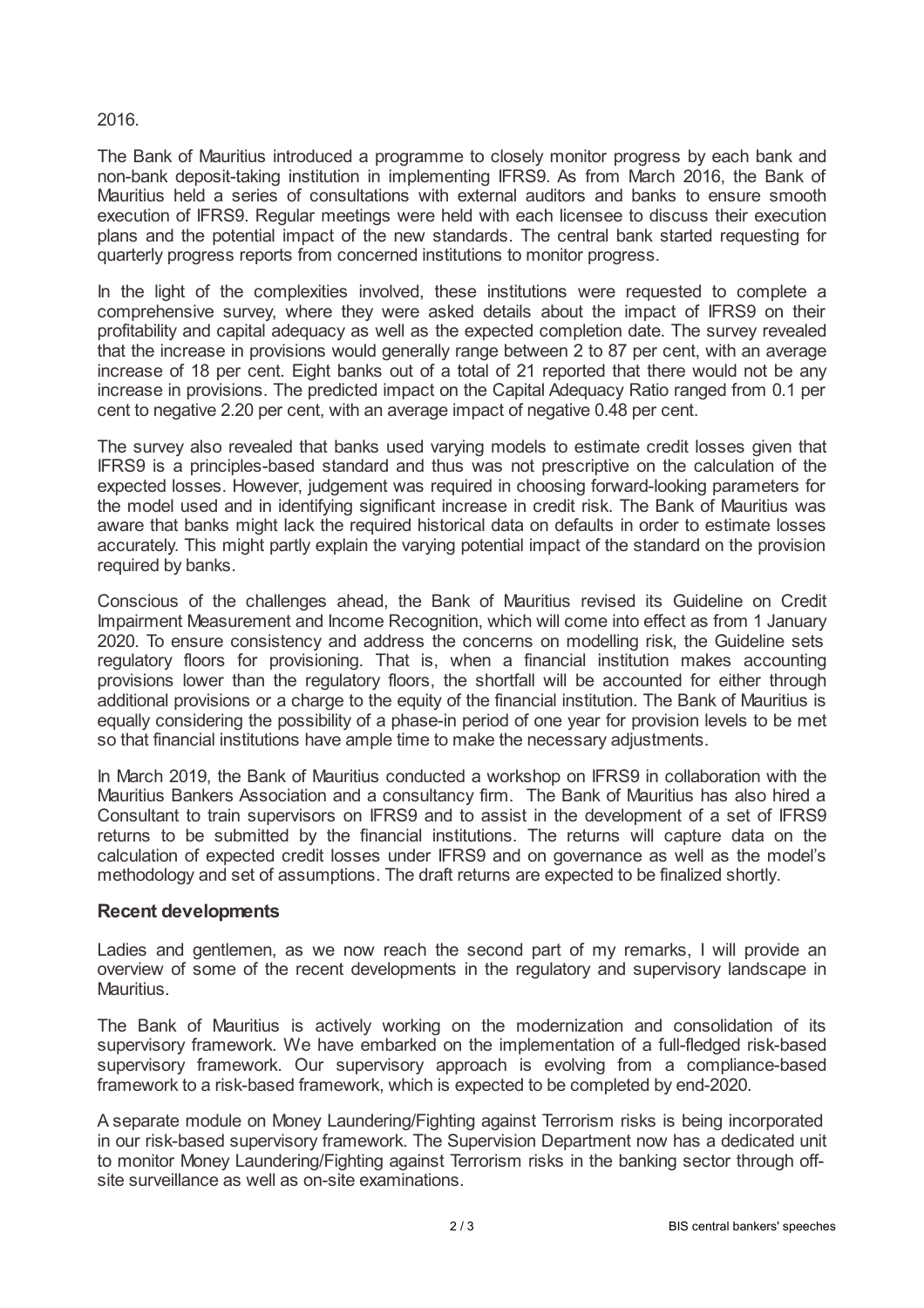2016.

The Bank of Mauritius introduced a programme to closely monitor progress by each bank and non-bank deposit-taking institution in implementing IFRS9. As from March 2016, the Bank of Mauritius held a series of consultations with external auditors and banks to ensure smooth execution of IFRS9. Regular meetings were held with each licensee to discuss their execution plans and the potential impact of the new standards. The central bank started requesting for quarterly progress reports from concerned institutions to monitor progress.

In the light of the complexities involved, these institutions were requested to complete a comprehensive survey, where they were asked details about the impact of IFRS9 on their profitability and capital adequacy as well as the expected completion date. The survey revealed that the increase in provisions would generally range between 2 to 87 per cent, with an average increase of 18 per cent. Eight banks out of a total of 21 reported that there would not be any increase in provisions. The predicted impact on the Capital Adequacy Ratio ranged from 0.1 per cent to negative 2.20 per cent, with an average impact of negative 0.48 per cent.

The survey also revealed that banks used varying models to estimate credit losses given that IFRS9 is a principles-based standard and thus was not prescriptive on the calculation of the expected losses. However, judgement was required in choosing forward-looking parameters for the model used and in identifying significant increase in credit risk. The Bank of Mauritius was aware that banks might lack the required historical data on defaults in order to estimate losses accurately. This might partly explain the varying potential impact of the standard on the provision required by banks.

Conscious of the challenges ahead, the Bank of Mauritius revised its Guideline on Credit Impairment Measurement and Income Recognition, which will come into effect as from 1 January 2020. To ensure consistency and address the concerns on modelling risk, the Guideline sets regulatory floors for provisioning. That is, when a financial institution makes accounting provisions lower than the regulatory floors, the shortfall will be accounted for either through additional provisions or a charge to the equity of the financial institution. The Bank of Mauritius is equally considering the possibility of a phase-in period of one year for provision levels to be met so that financial institutions have ample time to make the necessary adjustments.

In March 2019, the Bank of Mauritius conducted a workshop on IFRS9 in collaboration with the Mauritius Bankers Association and a consultancy firm. The Bank of Mauritius has also hired a Consultant to train supervisors on IFRS9 and to assist in the development of a set of IFRS9 returns to be submitted by the financial institutions. The returns will capture data on the calculation of expected credit losses under IFRS9 and on governance as well as the model's methodology and set of assumptions. The draft returns are expected to be finalized shortly.

## Recent developments

Ladies and gentlemen, as we now reach the second part of my remarks, I will provide an overview of some of the recent developments in the regulatory and supervisory landscape in Mauritius.

The Bank of Mauritius is actively working on the modernization and consolidation of its supervisory framework. We have embarked on the implementation of a full-fledged risk-based supervisory framework. Our supervisory approach is evolving from a compliance-based framework to a risk-based framework, which is expected to be completed by end-2020.

A separate module on Money Laundering/Fighting against Terrorism risks is being incorporated in our risk-based supervisory framework. The Supervision Department now has a dedicated unit to monitor Money Laundering/Fighting against Terrorism risks in the banking sector through off-site surveillance as well as on-site examinations.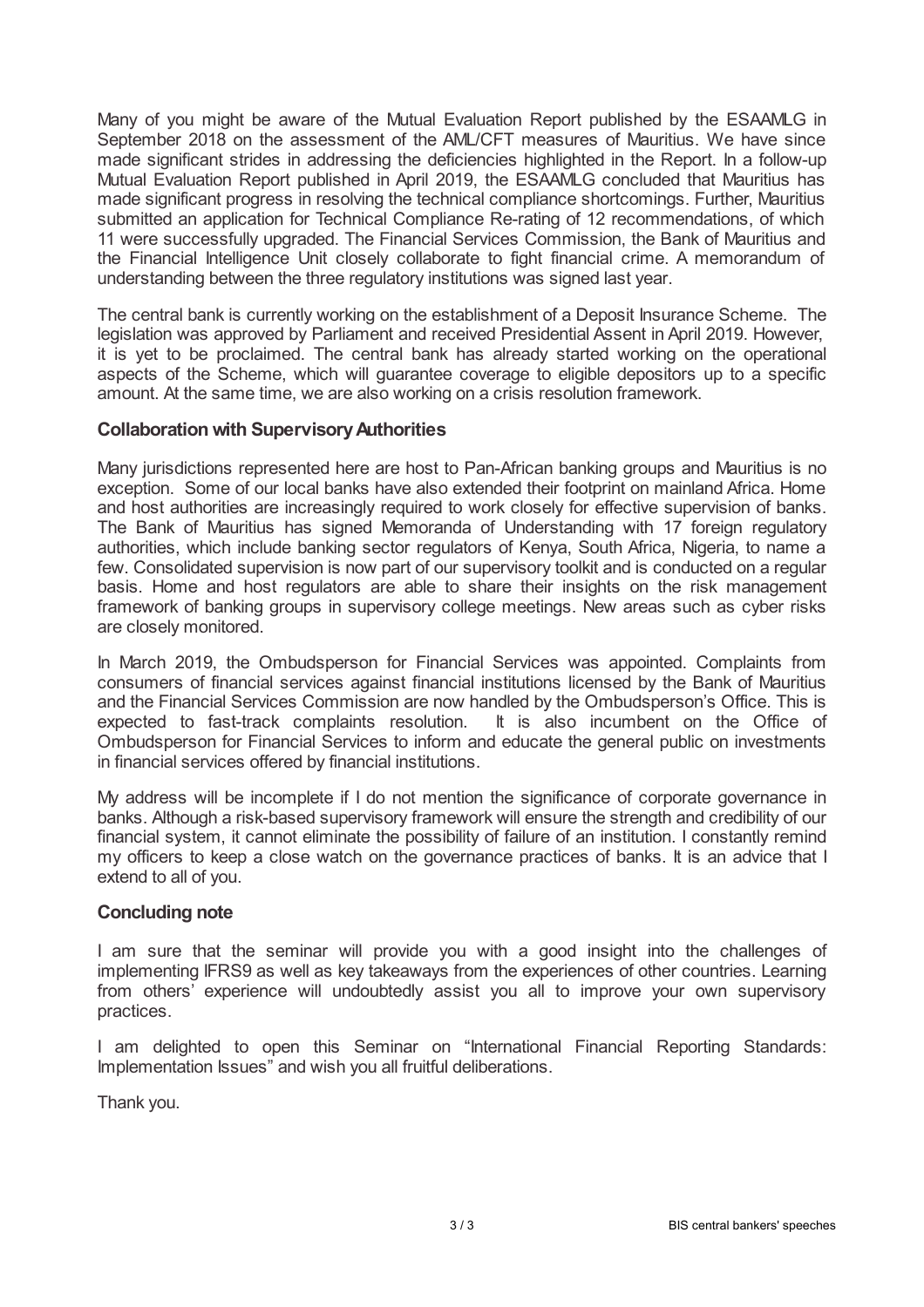Many of you might be aware of the Mutual Evaluation Report published by the ESAAMLG in September 2018 on the assessment of the AML/CFT measures of Mauritius. We have since made significant strides in addressing the deficiencies highlighted in the Report. In a follow-up Mutual Evaluation Report published in April 2019, the ESAAMLG concluded that Mauritius has made significant progress in resolving the technical compliance shortcomings. Further, Mauritius submitted an application for Technical Compliance Re-rating of 12 recommendations, of which 11 were successfully upgraded. The Financial Services Commission, the Bank of Mauritius and the Financial Intelligence Unit closely collaborate to fight financial crime. A memorandum of understanding between the three regulatory institutions was signed last year.

The central bank is currently working on the establishment of a Deposit Insurance Scheme. The legislation was approved by Parliament and received Presidential Assent in April 2019. However, it is yet to be proclaimed. The central bank has already started working on the operational aspects of the Scheme, which will guarantee coverage to eligible depositors up to a specific amount. At the same time, we are also working on a crisis resolution framework.

### Collaboration with Supervisory Authorities

Many jurisdictions represented here are host to Pan-African banking groups and Mauritius is no exception. Some of our local banks have also extended their footprint on mainland Africa. Home and host authorities are increasingly required to work closely for effective supervision of banks. The Bank of Mauritius has signed Memoranda of Understanding with 17 foreign regulatory authorities, which include banking sector regulators of Kenya, South Africa, Nigeria, to name a few. Consolidated supervision is now part of our supervisory toolkit and is conducted on a regular basis. Home and host regulators are able to share their insights on the risk management framework of banking groups in supervisory college meetings. New areas such as cyber risks are closely monitored.

In March 2019, the Ombudsperson for Financial Services was appointed. Complaints from consumers of financial services against financial institutions licensed by the Bank of Mauritius and the Financial Services Commission are now handled by the Ombudsperson's Office. This is expected to fast-track complaints resolution. It is also incumbent on the Office of Ombudsperson for Financial Services to inform and educate the general public on investments in financial services offered by financial institutions.

My address will be incomplete if I do not mention the significance of corporate governance in banks. Although a risk-based supervisory framework will ensure the strength and credibility of our financial system, it cannot eliminate the possibility of failure of an institution. I constantly remind my officers to keep a close watch on the governance practices of banks. It is an advice that I extend to all of you.

### Concluding note

I am sure that the seminar will provide you with a good insight into the challenges of implementing IFRS9 as well as key takeaways from the experiences of other countries. Learning from others' experience will undoubtedly assist you all to improve your own supervisory practices.

I am delighted to open this Seminar on "International Financial Reporting Standards: Implementation Issues" and wish you all fruitful deliberations.

Thank you.